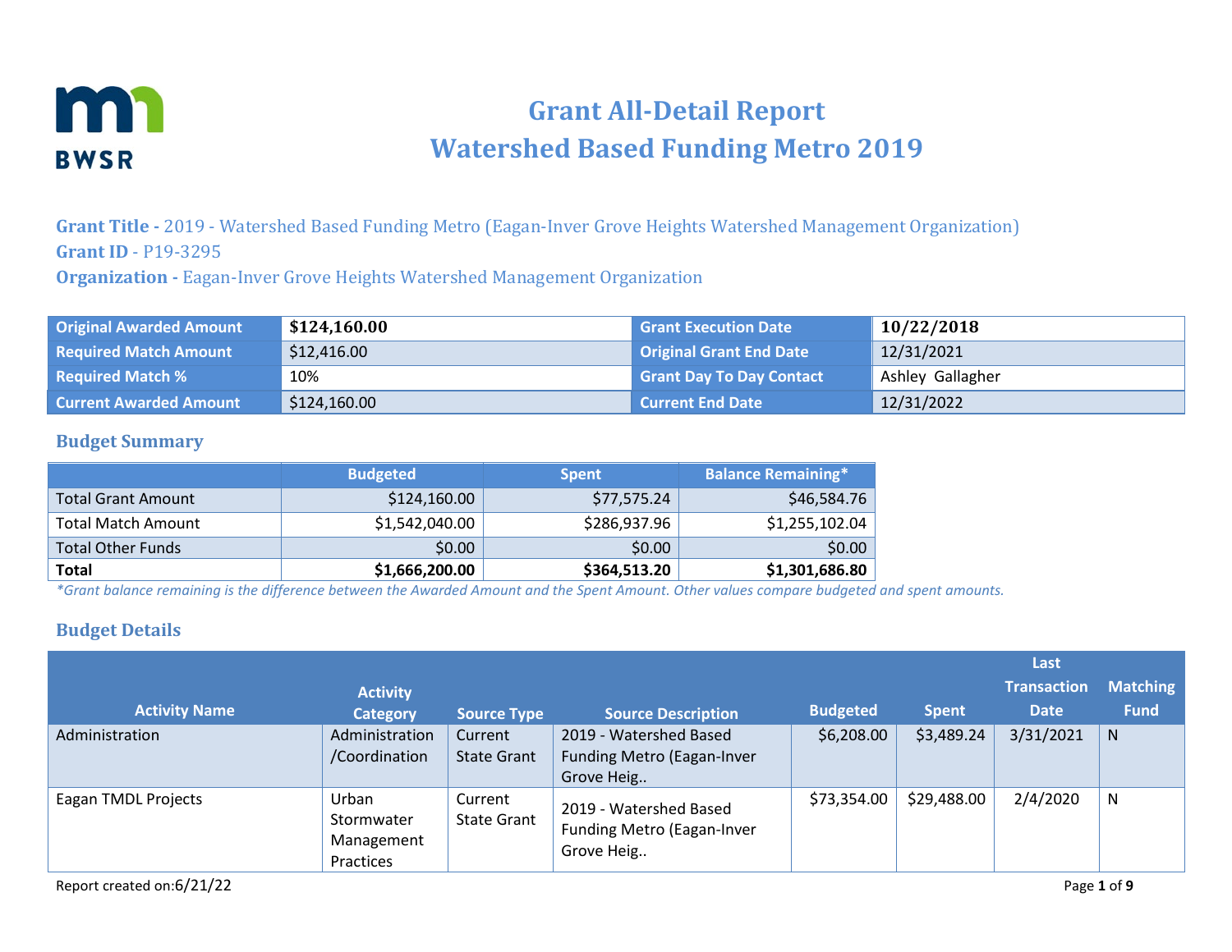# Grant All-Detail Report
# Watershed Based Funding Metro 2019

**Grant Title -** 2019 - Watershed Based Funding Metro (Eagan-Inver Grove Heights Watershed Management Organization)
**Grant ID** - P19-3295
**Organization -** Eagan-Inver Grove Heights Watershed Management Organization

| Original Awarded Amount | $124,160.00 | Grant Execution Date | 10/22/2018 |
|---|---|---|---|
| Required Match Amount | $12,416.00 | Original Grant End Date | 12/31/2021 |
| Required Match % | 10% | Grant Day To Day Contact | Ashley Gallagher |
| Current Awarded Amount | $124,160.00 | Current End Date | 12/31/2022 |

## Budget Summary

| | Budgeted | Spent | Balance Remaining* |
|---|---|---|---|
| Total Grant Amount | $124,160.00 | $77,575.24 | $46,584.76 |
| Total Match Amount | $1,542,040.00 | $286,937.96 | $1,255,102.04 |
| Total Other Funds | $0.00 | $0.00 | $0.00 |
| **Total** | **$1,666,200.00** | **$364,513.20** | **$1,301,686.80** |

*\*Grant balance remaining is the difference between the Awarded Amount and the Spent Amount. Other values compare budgeted and spent amounts.*

## Budget Details

| Activity Name | Activity Category | Source Type | Source Description | Budgeted | Spent | Last Transaction Date | Matching Fund |
|---|---|---|---|---|---|---|---|
| Administration | Administration /Coordination | Current State Grant | 2019 - Watershed Based Funding Metro (Eagan-Inver Grove Heig.. | $6,208.00 | $3,489.24 | 3/31/2021 | N |
| Eagan TMDL Projects | Urban Stormwater Management Practices | Current State Grant | 2019 - Watershed Based Funding Metro (Eagan-Inver Grove Heig.. | $73,354.00 | $29,488.00 | 2/4/2020 | N |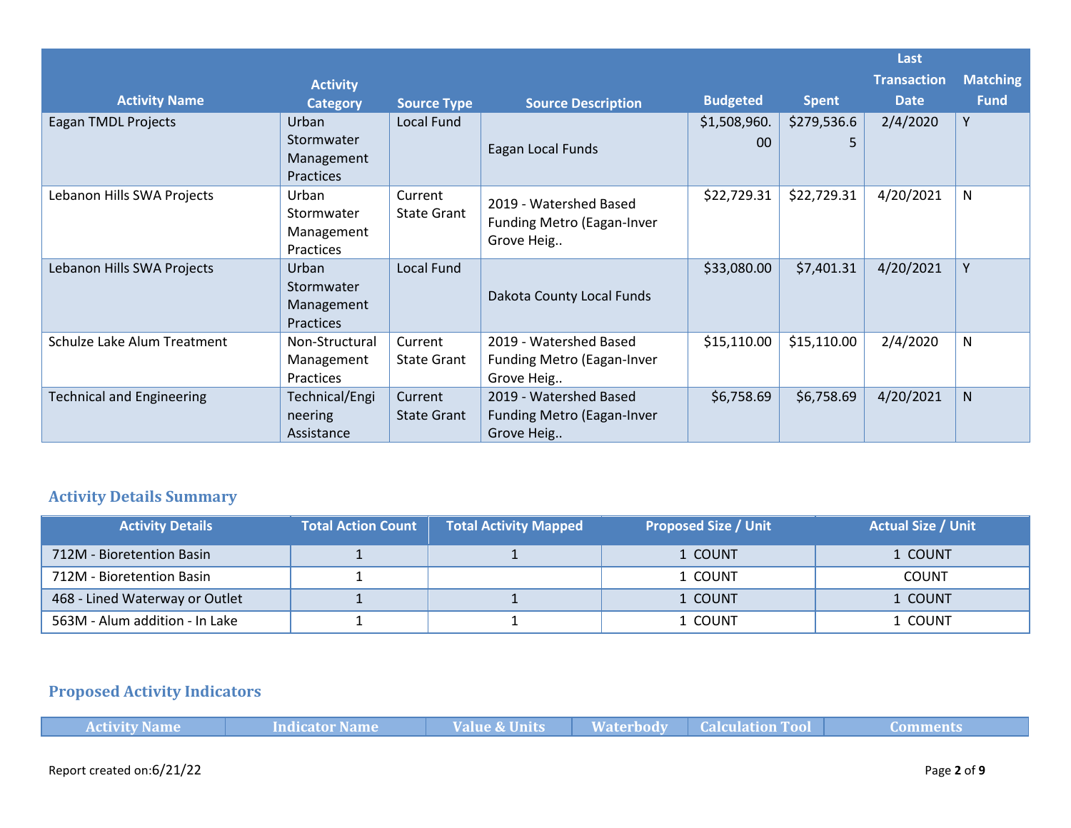| Activity Name | Activity Category | Source Type | Source Description | Budgeted | Spent | Last Transaction Date | Matching Fund |
|---|---|---|---|---|---|---|---|
| Eagan TMDL Projects | Urban Stormwater Management Practices | Local Fund | Eagan Local Funds | $1,508,960.00 | $279,536.65 | 2/4/2020 | Y |
| Lebanon Hills SWA Projects | Urban Stormwater Management Practices | Current State Grant | 2019 - Watershed Based Funding Metro (Eagan-Inver Grove Heig.. | $22,729.31 | $22,729.31 | 4/20/2021 | N |
| Lebanon Hills SWA Projects | Urban Stormwater Management Practices | Local Fund | Dakota County Local Funds | $33,080.00 | $7,401.31 | 4/20/2021 | Y |
| Schulze Lake Alum Treatment | Non-Structural Management Practices | Current State Grant | 2019 - Watershed Based Funding Metro (Eagan-Inver Grove Heig.. | $15,110.00 | $15,110.00 | 2/4/2020 | N |
| Technical and Engineering | Technical/Engineering Assistance | Current State Grant | 2019 - Watershed Based Funding Metro (Eagan-Inver Grove Heig.. | $6,758.69 | $6,758.69 | 4/20/2021 | N |

## Activity Details Summary

| Activity Details | Total Action Count | Total Activity Mapped | Proposed Size / Unit | Actual Size / Unit |
|---|---|---|---|---|
| 712M - Bioretention Basin | 1 | 1 | 1 COUNT | 1 COUNT |
| 712M - Bioretention Basin | 1 | | 1 COUNT | COUNT |
| 468 - Lined Waterway or Outlet | 1 | 1 | 1 COUNT | 1 COUNT |
| 563M - Alum addition - In Lake | 1 | 1 | 1 COUNT | 1 COUNT |

## Proposed Activity Indicators

| Activity Name | Indicator Name | Value & Units | Waterbody | Calculation Tool | Comments |
|---|---|---|---|---|---|

Report created on:6/21/22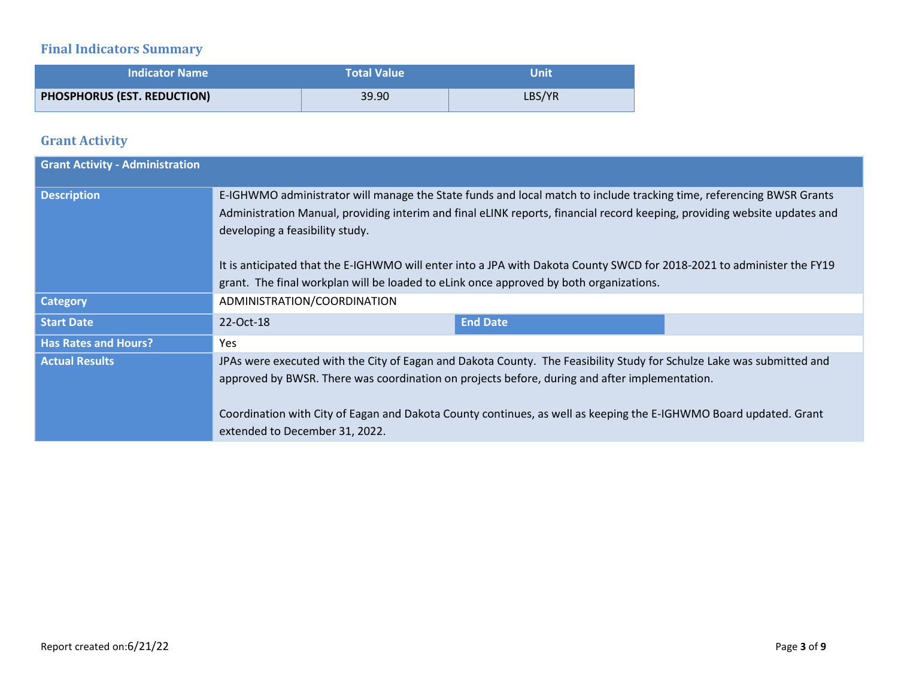## Final Indicators Summary

| Indicator Name | Total Value | Unit |
|---|---|---|
| **PHOSPHORUS (EST. REDUCTION)** | 39.90 | LBS/YR |

## Grant Activity

| Grant Activity - Administration | | | |
|---|---|---|---|
| **Description** | E-IGHWMO administrator will manage the State funds and local match to include tracking time, referencing BWSR Grants Administration Manual, providing interim and final eLINK reports, financial record keeping, providing website updates and developing a feasibility study.<br><br>It is anticipated that the E-IGHWMO will enter into a JPA with Dakota County SWCD for 2018-2021 to administer the FY19 grant. The final workplan will be loaded to eLink once approved by both organizations. | | |
| **Category** | ADMINISTRATION/COORDINATION | | |
| **Start Date** | 22-Oct-18 | **End Date** | |
| **Has Rates and Hours?** | Yes | | |
| **Actual Results** | JPAs were executed with the City of Eagan and Dakota County. The Feasibility Study for Schulze Lake was submitted and approved by BWSR. There was coordination on projects before, during and after implementation.<br><br>Coordination with City of Eagan and Dakota County continues, as well as keeping the E-IGHWMO Board updated. Grant extended to December 31, 2022. | | |

Report created on:6/21/22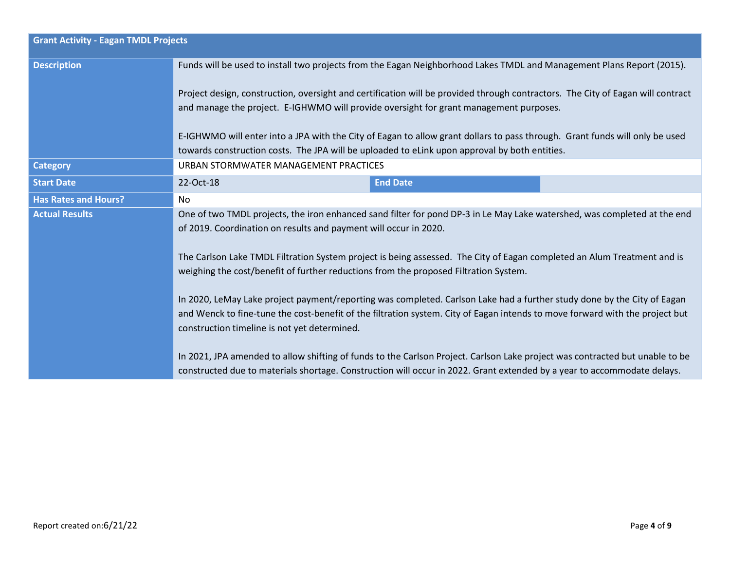| Grant Activity - Eagan TMDL Projects | | | |
|---|---|---|---|
| **Description** | Funds will be used to install two projects from the Eagan Neighborhood Lakes TMDL and Management Plans Report (2015).<br><br>Project design, construction, oversight and certification will be provided through contractors. The City of Eagan will contract and manage the project. E-IGHWMO will provide oversight for grant management purposes.<br><br>E-IGHWMO will enter into a JPA with the City of Eagan to allow grant dollars to pass through. Grant funds will only be used towards construction costs. The JPA will be uploaded to eLink upon approval by both entities. | | |
| **Category** | URBAN STORMWATER MANAGEMENT PRACTICES | | |
| **Start Date** | 22-Oct-18 | **End Date** | |
| **Has Rates and Hours?** | No | | |
| **Actual Results** | One of two TMDL projects, the iron enhanced sand filter for pond DP-3 in Le May Lake watershed, was completed at the end of 2019. Coordination on results and payment will occur in 2020.<br><br>The Carlson Lake TMDL Filtration System project is being assessed. The City of Eagan completed an Alum Treatment and is weighing the cost/benefit of further reductions from the proposed Filtration System.<br><br>In 2020, LeMay Lake project payment/reporting was completed. Carlson Lake had a further study done by the City of Eagan and Wenck to fine-tune the cost-benefit of the filtration system. City of Eagan intends to move forward with the project but construction timeline is not yet determined.<br><br>In 2021, JPA amended to allow shifting of funds to the Carlson Project. Carlson Lake project was contracted but unable to be constructed due to materials shortage. Construction will occur in 2022. Grant extended by a year to accommodate delays. | | |

Report created on:6/21/22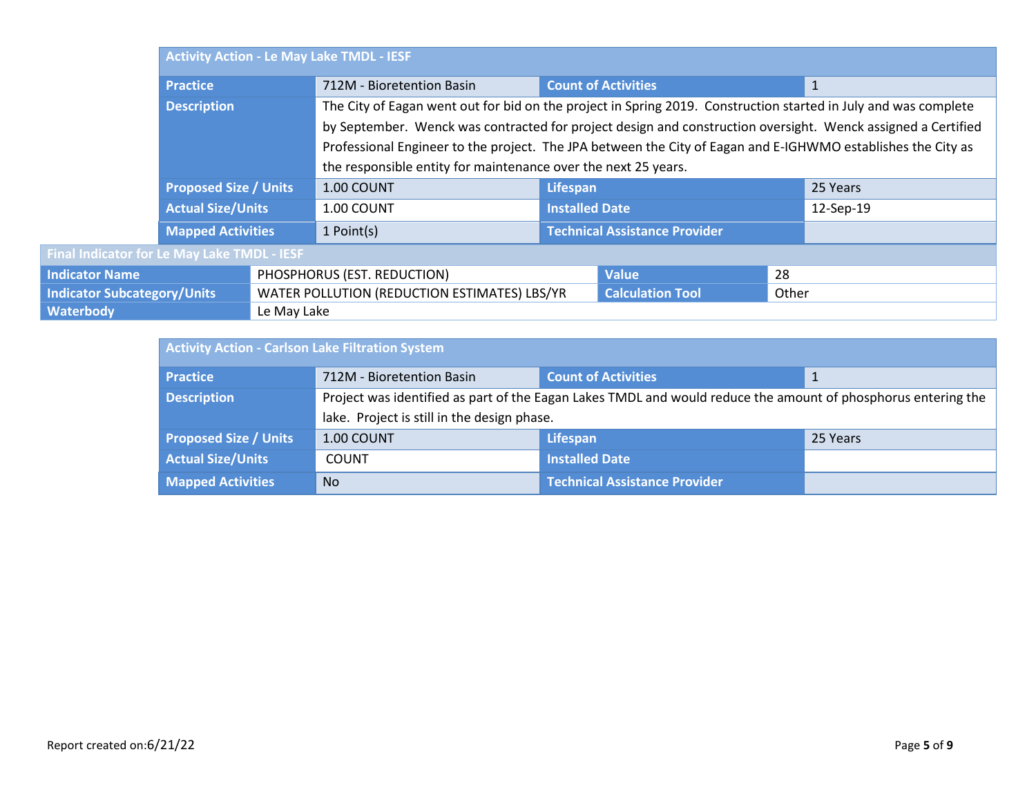| Activity Action - Le May Lake TMDL - IESF | | | |
|---|---|---|---|
| Practice | 712M - Bioretention Basin | Count of Activities | 1 |
| Description | The City of Eagan went out for bid on the project in Spring 2019. Construction started in July and was complete by September. Wenck was contracted for project design and construction oversight. Wenck assigned a Certified Professional Engineer to the project. The JPA between the City of Eagan and E-IGHWMO establishes the City as the responsible entity for maintenance over the next 25 years. | | |
| Proposed Size / Units | 1.00 COUNT | Lifespan | 25 Years |
| Actual Size/Units | 1.00 COUNT | Installed Date | 12-Sep-19 |
| Mapped Activities | 1 Point(s) | Technical Assistance Provider | |

| Final Indicator for Le May Lake TMDL - IESF | | | |
|---|---|---|---|
| Indicator Name | PHOSPHORUS (EST. REDUCTION) | Value | 28 |
| Indicator Subcategory/Units | WATER POLLUTION (REDUCTION ESTIMATES) LBS/YR | Calculation Tool | Other |
| Waterbody | Le May Lake | | |

| Activity Action - Carlson Lake Filtration System | | | |
|---|---|---|---|
| Practice | 712M - Bioretention Basin | Count of Activities | 1 |
| Description | Project was identified as part of the Eagan Lakes TMDL and would reduce the amount of phosphorus entering the lake. Project is still in the design phase. | | |
| Proposed Size / Units | 1.00 COUNT | Lifespan | 25 Years |
| Actual Size/Units | COUNT | Installed Date | |
| Mapped Activities | No | Technical Assistance Provider | |

Report created on:6/21/22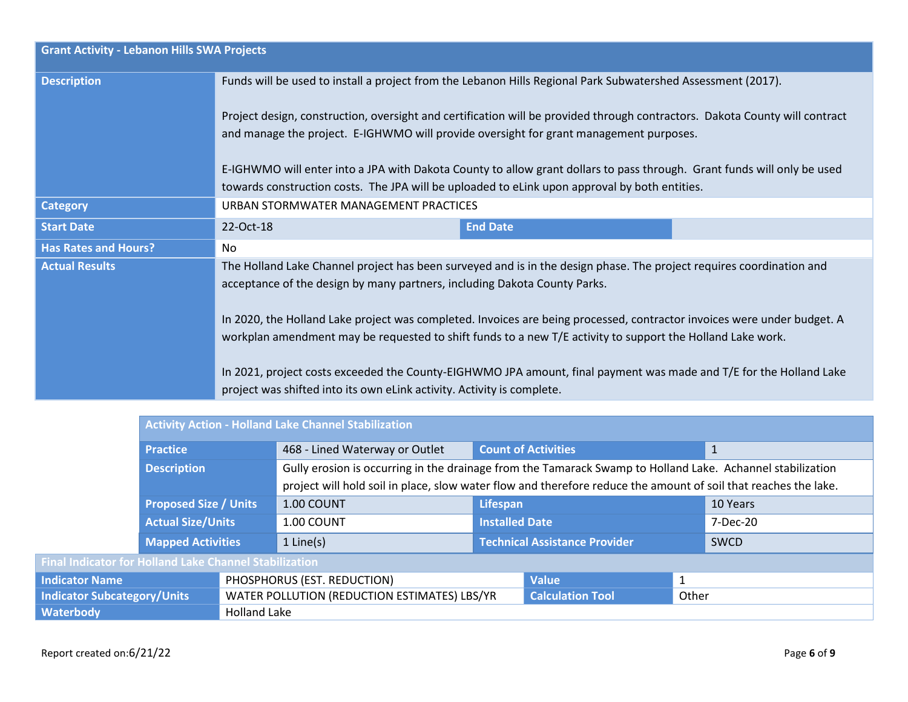| Grant Activity - Lebanon Hills SWA Projects | | | |
|---|---|---|---|
| Description | Funds will be used to install a project from the Lebanon Hills Regional Park Subwatershed Assessment (2017).<br><br>Project design, construction, oversight and certification will be provided through contractors. Dakota County will contract and manage the project. E-IGHWMO will provide oversight for grant management purposes.<br><br>E-IGHWMO will enter into a JPA with Dakota County to allow grant dollars to pass through. Grant funds will only be used towards construction costs. The JPA will be uploaded to eLink upon approval by both entities. | | |
| Category | URBAN STORMWATER MANAGEMENT PRACTICES | | |
| Start Date | 22-Oct-18 | End Date | |
| Has Rates and Hours? | No | | |
| Actual Results | The Holland Lake Channel project has been surveyed and is in the design phase. The project requires coordination and acceptance of the design by many partners, including Dakota County Parks.<br><br>In 2020, the Holland Lake project was completed. Invoices are being processed, contractor invoices were under budget. A workplan amendment may be requested to shift funds to a new T/E activity to support the Holland Lake work.<br><br>In 2021, project costs exceeded the County-EIGHWMO JPA amount, final payment was made and T/E for the Holland Lake project was shifted into its own eLink activity. Activity is complete. | | |

| Activity Action - Holland Lake Channel Stabilization | | | |
|---|---|---|---|
| Practice | 468 - Lined Waterway or Outlet | Count of Activities | 1 |
| Description | Gully erosion is occurring in the drainage from the Tamarack Swamp to Holland Lake. Achannel stabilization project will hold soil in place, slow water flow and therefore reduce the amount of soil that reaches the lake. | | |
| Proposed Size / Units | 1.00 COUNT | Lifespan | 10 Years |
| Actual Size/Units | 1.00 COUNT | Installed Date | 7-Dec-20 |
| Mapped Activities | 1 Line(s) | Technical Assistance Provider | SWCD |

| Final Indicator for Holland Lake Channel Stabilization | | | |
|---|---|---|---|
| Indicator Name | PHOSPHORUS (EST. REDUCTION) | Value | 1 |
| Indicator Subcategory/Units | WATER POLLUTION (REDUCTION ESTIMATES) LBS/YR | Calculation Tool | Other |
| Waterbody | Holland Lake | | |

Report created on:6/21/22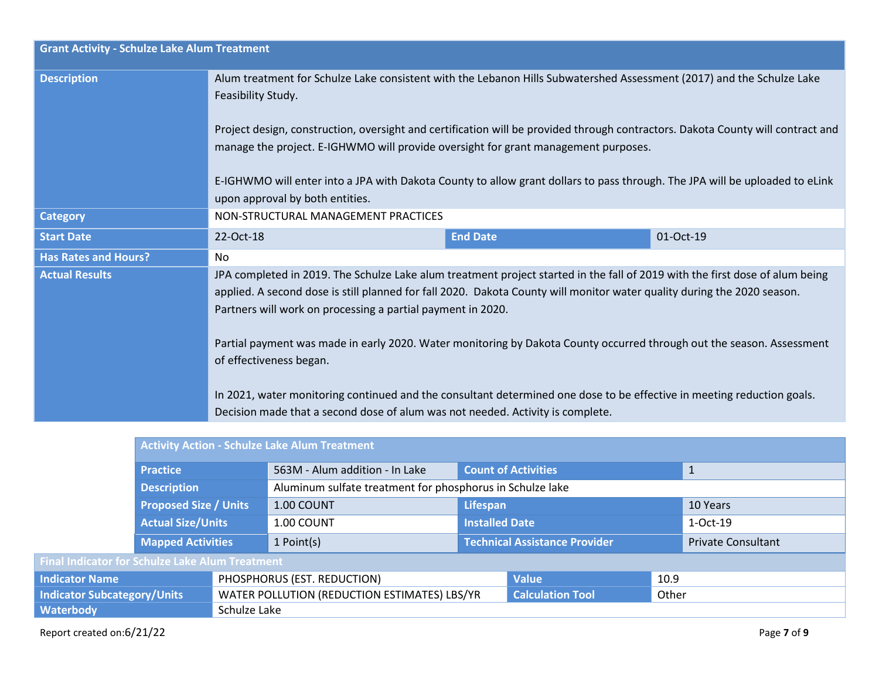| Grant Activity - Schulze Lake Alum Treatment | | | |
|---|---|---|---|
| Description | Alum treatment for Schulze Lake consistent with the Lebanon Hills Subwatershed Assessment (2017) and the Schulze Lake Feasibility Study.<br><br>Project design, construction, oversight and certification will be provided through contractors. Dakota County will contract and manage the project. E-IGHWMO will provide oversight for grant management purposes.<br><br>E-IGHWMO will enter into a JPA with Dakota County to allow grant dollars to pass through. The JPA will be uploaded to eLink upon approval by both entities. | | |
| Category | NON-STRUCTURAL MANAGEMENT PRACTICES | | |
| Start Date | 22-Oct-18 | End Date | 01-Oct-19 |
| Has Rates and Hours? | No | | |
| Actual Results | JPA completed in 2019. The Schulze Lake alum treatment project started in the fall of 2019 with the first dose of alum being applied. A second dose is still planned for fall 2020. Dakota County will monitor water quality during the 2020 season. Partners will work on processing a partial payment in 2020.<br><br>Partial payment was made in early 2020. Water monitoring by Dakota County occurred through out the season. Assessment of effectiveness began.<br><br>In 2021, water monitoring continued and the consultant determined one dose to be effective in meeting reduction goals. Decision made that a second dose of alum was not needed. Activity is complete. | | |

| Activity Action - Schulze Lake Alum Treatment | | | |
|---|---|---|---|
| Practice | 563M - Alum addition - In Lake | Count of Activities | 1 |
| Description | Aluminum sulfate treatment for phosphorus in Schulze lake | | |
| Proposed Size / Units | 1.00 COUNT | Lifespan | 10 Years |
| Actual Size/Units | 1.00 COUNT | Installed Date | 1-Oct-19 |
| Mapped Activities | 1 Point(s) | Technical Assistance Provider | Private Consultant |

| Final Indicator for Schulze Lake Alum Treatment | | | |
|---|---|---|---|
| Indicator Name | PHOSPHORUS (EST. REDUCTION) | Value | 10.9 |
| Indicator Subcategory/Units | WATER POLLUTION (REDUCTION ESTIMATES) LBS/YR | Calculation Tool | Other |
| Waterbody | Schulze Lake | | |

Report created on:6/21/22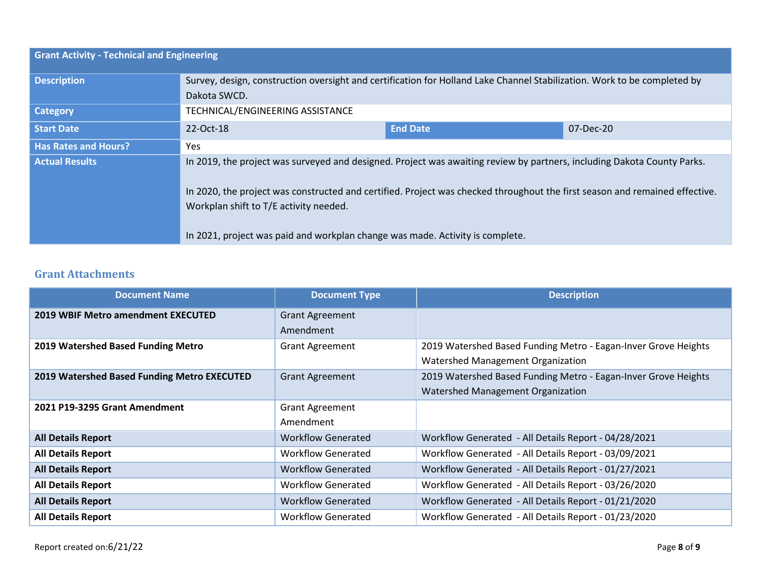| Grant Activity - Technical and Engineering | | | |
|---|---|---|---|
| **Description** | Survey, design, construction oversight and certification for Holland Lake Channel Stabilization. Work to be completed by Dakota SWCD. | | |
| **Category** | TECHNICAL/ENGINEERING ASSISTANCE | | |
| **Start Date** | 22-Oct-18 | **End Date** | 07-Dec-20 |
| **Has Rates and Hours?** | Yes | | |
| **Actual Results** | In 2019, the project was surveyed and designed. Project was awaiting review by partners, including Dakota County Parks.<br><br>In 2020, the project was constructed and certified. Project was checked throughout the first season and remained effective. Workplan shift to T/E activity needed.<br><br>In 2021, project was paid and workplan change was made. Activity is complete. | | |

## Grant Attachments

| Document Name | Document Type | Description |
|---|---|---|
| **2019 WBIF Metro amendment EXECUTED** | Grant Agreement Amendment | |
| **2019 Watershed Based Funding Metro** | Grant Agreement | 2019 Watershed Based Funding Metro - Eagan-Inver Grove Heights Watershed Management Organization |
| **2019 Watershed Based Funding Metro EXECUTED** | Grant Agreement | 2019 Watershed Based Funding Metro - Eagan-Inver Grove Heights Watershed Management Organization |
| **2021 P19-3295 Grant Amendment** | Grant Agreement Amendment | |
| **All Details Report** | Workflow Generated | Workflow Generated - All Details Report - 04/28/2021 |
| **All Details Report** | Workflow Generated | Workflow Generated - All Details Report - 03/09/2021 |
| **All Details Report** | Workflow Generated | Workflow Generated - All Details Report - 01/27/2021 |
| **All Details Report** | Workflow Generated | Workflow Generated - All Details Report - 03/26/2020 |
| **All Details Report** | Workflow Generated | Workflow Generated - All Details Report - 01/21/2020 |
| **All Details Report** | Workflow Generated | Workflow Generated - All Details Report - 01/23/2020 |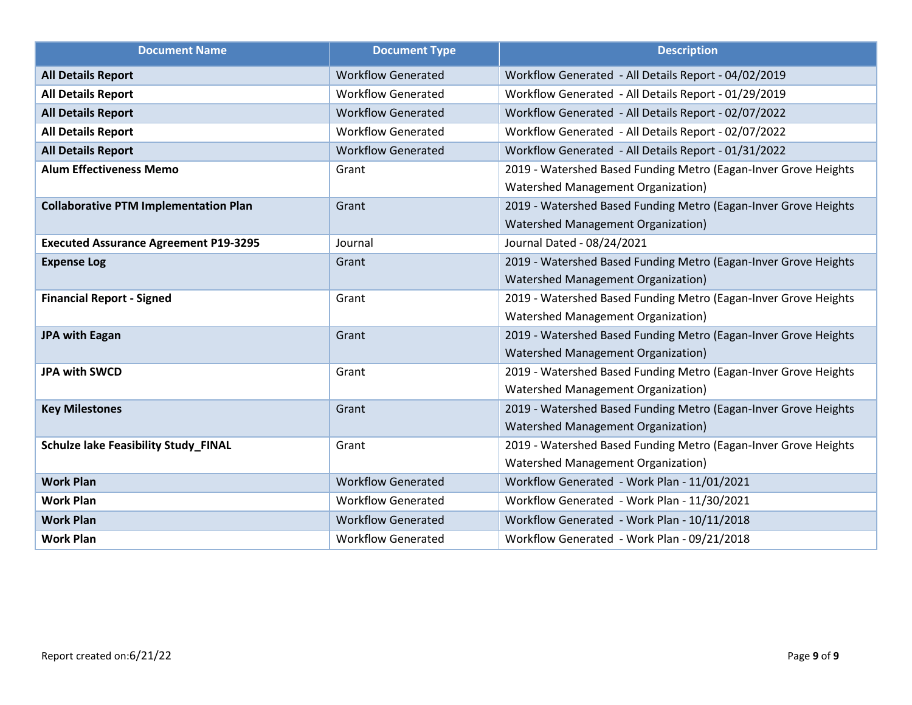| Document Name | Document Type | Description |
| --- | --- | --- |
| **All Details Report** | Workflow Generated | Workflow Generated - All Details Report - 04/02/2019 |
| **All Details Report** | Workflow Generated | Workflow Generated - All Details Report - 01/29/2019 |
| **All Details Report** | Workflow Generated | Workflow Generated - All Details Report - 02/07/2022 |
| **All Details Report** | Workflow Generated | Workflow Generated - All Details Report - 02/07/2022 |
| **All Details Report** | Workflow Generated | Workflow Generated - All Details Report - 01/31/2022 |
| **Alum Effectiveness Memo** | Grant | 2019 - Watershed Based Funding Metro (Eagan-Inver Grove Heights Watershed Management Organization) |
| **Collaborative PTM Implementation Plan** | Grant | 2019 - Watershed Based Funding Metro (Eagan-Inver Grove Heights Watershed Management Organization) |
| **Executed Assurance Agreement P19-3295** | Journal | Journal Dated - 08/24/2021 |
| **Expense Log** | Grant | 2019 - Watershed Based Funding Metro (Eagan-Inver Grove Heights Watershed Management Organization) |
| **Financial Report - Signed** | Grant | 2019 - Watershed Based Funding Metro (Eagan-Inver Grove Heights Watershed Management Organization) |
| **JPA with Eagan** | Grant | 2019 - Watershed Based Funding Metro (Eagan-Inver Grove Heights Watershed Management Organization) |
| **JPA with SWCD** | Grant | 2019 - Watershed Based Funding Metro (Eagan-Inver Grove Heights Watershed Management Organization) |
| **Key Milestones** | Grant | 2019 - Watershed Based Funding Metro (Eagan-Inver Grove Heights Watershed Management Organization) |
| **Schulze lake Feasibility Study_FINAL** | Grant | 2019 - Watershed Based Funding Metro (Eagan-Inver Grove Heights Watershed Management Organization) |
| **Work Plan** | Workflow Generated | Workflow Generated - Work Plan - 11/01/2021 |
| **Work Plan** | Workflow Generated | Workflow Generated - Work Plan - 11/30/2021 |
| **Work Plan** | Workflow Generated | Workflow Generated - Work Plan - 10/11/2018 |
| **Work Plan** | Workflow Generated | Workflow Generated - Work Plan - 09/21/2018 |

Report created on:6/21/22